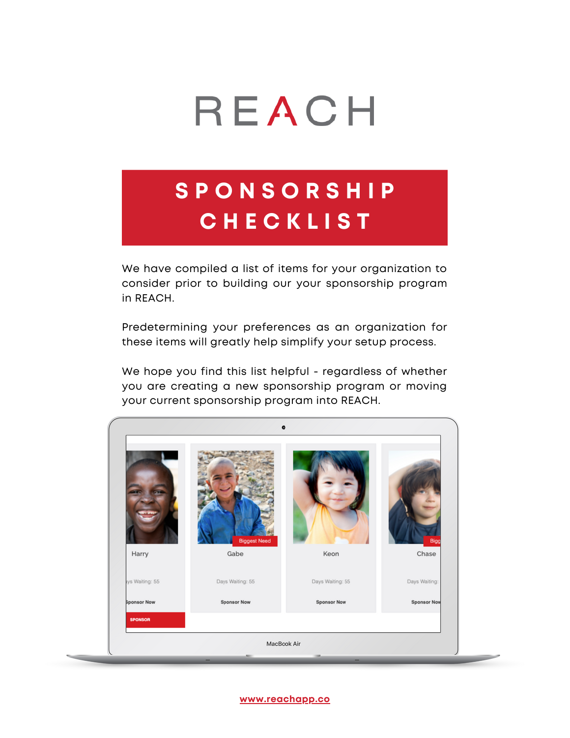# REACH

# SPONSORSHIP CHECKLIST

We have compiled a list of items for your organization to consider prior to building our your sponsorship program in REACH.

Predetermining your preferences as an organization for these items will greatly help simplify your setup process.

We hope you find this list helpful - regardless of whether you are creating a new sponsorship program or moving your current sponsorship program into REACH.

www.reachapp.co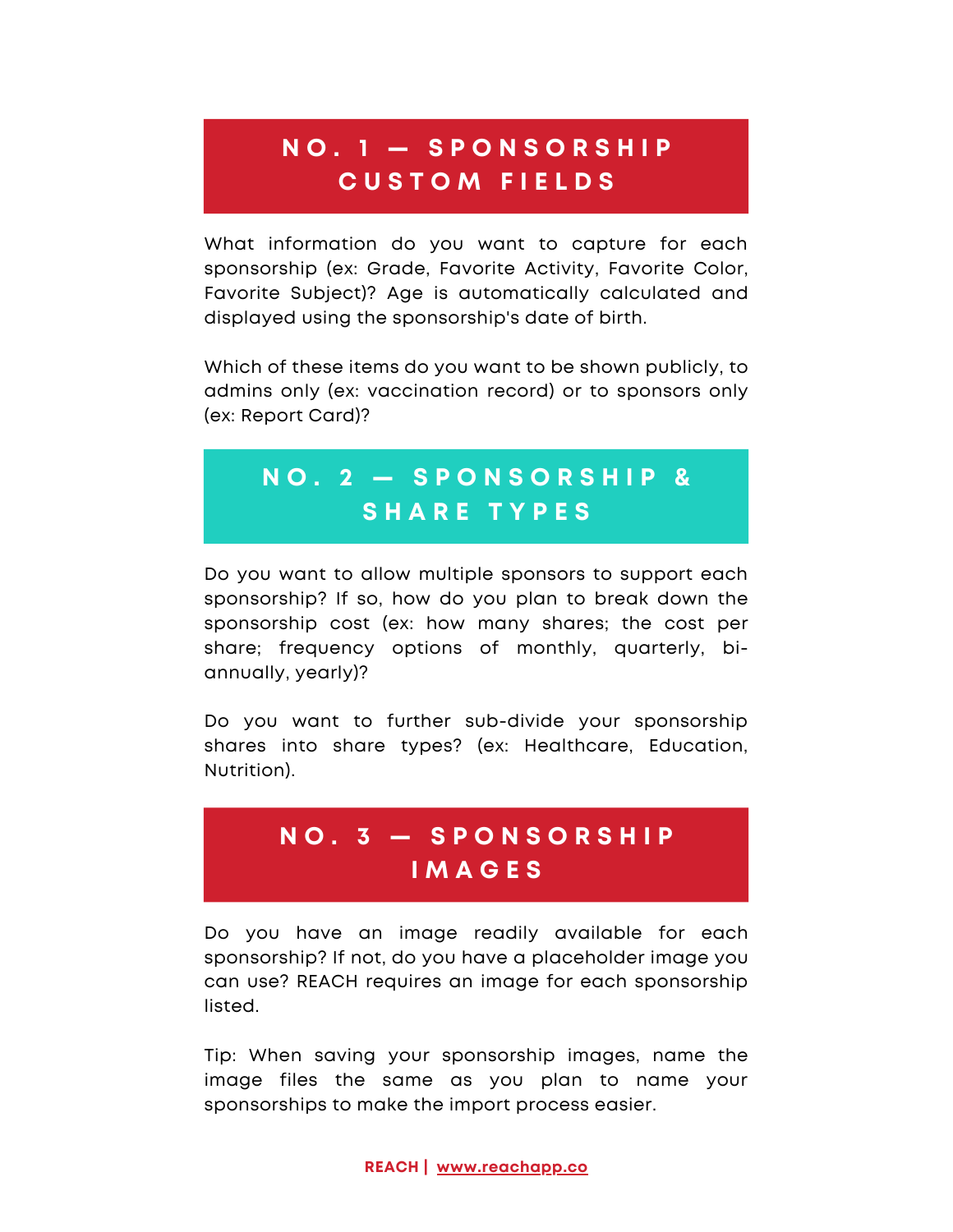## NO. 1 — SPONSORSHIP CUSTOM FIELDS

What information do you want to capture for each sponsorship (ex: Grade, Favorite Activity, Favorite Color, Favorite Subject)? Age is automatically calculated and displayed using the sponsorship's date of birth.

Which of these items do you want to be shown publicly, to admins only (ex: vaccination record) or to sponsors only (ex: Report Card)?

## NO. 2 — SPONSORSHIP & SHARE TYPES

Do you want to allow multiple sponsors to support each sponsorship? If so, how do you plan to break down the sponsorship cost (ex: how many shares; the cost per share; frequency options of monthly, quarterly, bi-annually, yearly)?

Do you want to further sub-divide your sponsorship shares into share types? (ex: Healthcare, Education, Nutrition).

## NO. 3 — SPONSORSHIP IMAGES

Do you have an image readily available for each sponsorship? If not, do you have a placeholder image you can use? REACH requires an image for each sponsorship listed.

Tip: When saving your sponsorship images, name the image files the same as you plan to name your sponsorships to make the import process easier.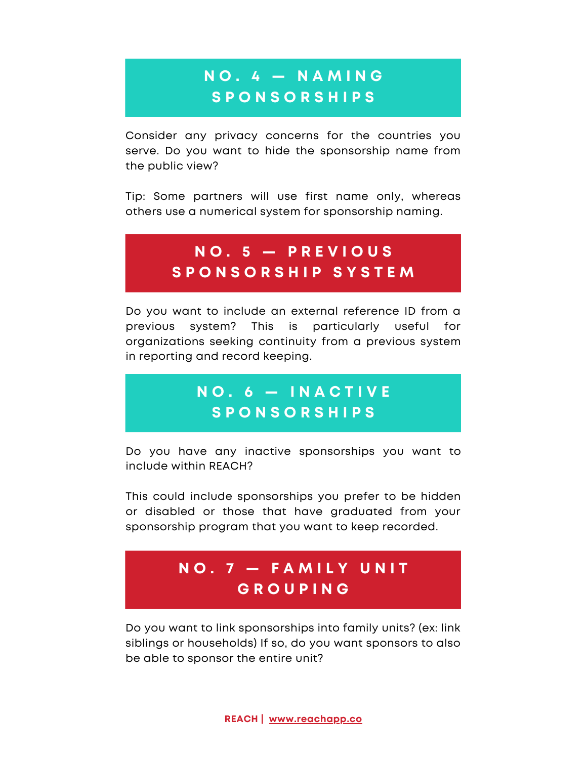## NO. 4 — NAMING SPONSORSHIPS

Consider any privacy concerns for the countries you serve. Do you want to hide the sponsorship name from the public view?

Tip: Some partners will use first name only, whereas others use a numerical system for sponsorship naming.

## NO. 5 — PREVIOUS SPONSORSHIP SYSTEM

Do you want to include an external reference ID from a previous system? This is particularly useful for organizations seeking continuity from a previous system in reporting and record keeping.

## NO. 6 — INACTIVE SPONSORSHIPS

Do you have any inactive sponsorships you want to include within REACH?

This could include sponsorships you prefer to be hidden or disabled or those that have graduated from your sponsorship program that you want to keep recorded.

## NO. 7 — FAMILY UNIT GROUPING

Do you want to link sponsorships into family units? (ex: link siblings or households) If so, do you want sponsors to also be able to sponsor the entire unit?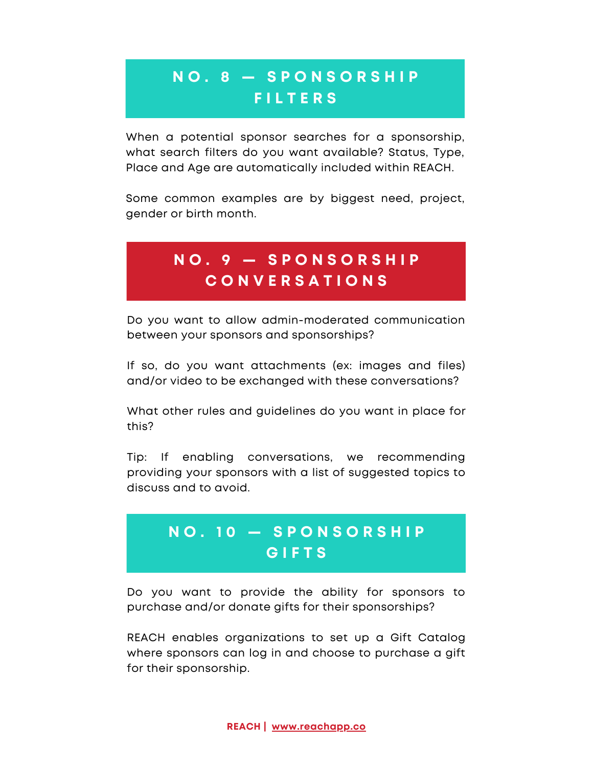## NO. 8 — SPONSORSHIP FILTERS

When a potential sponsor searches for a sponsorship, what search filters do you want available? Status, Type, Place and Age are automatically included within REACH.

Some common examples are by biggest need, project, gender or birth month.

## NO. 9 — SPONSORSHIP CONVERSATIONS

Do you want to allow admin-moderated communication between your sponsors and sponsorships?

If so, do you want attachments (ex: images and files) and/or video to be exchanged with these conversations?

What other rules and guidelines do you want in place for this?

Tip: If enabling conversations, we recommending providing your sponsors with a list of suggested topics to discuss and to avoid.

## NO. 10 — SPONSORSHIP GIFTS

Do you want to provide the ability for sponsors to purchase and/or donate gifts for their sponsorships?

REACH enables organizations to set up a Gift Catalog where sponsors can log in and choose to purchase a gift for their sponsorship.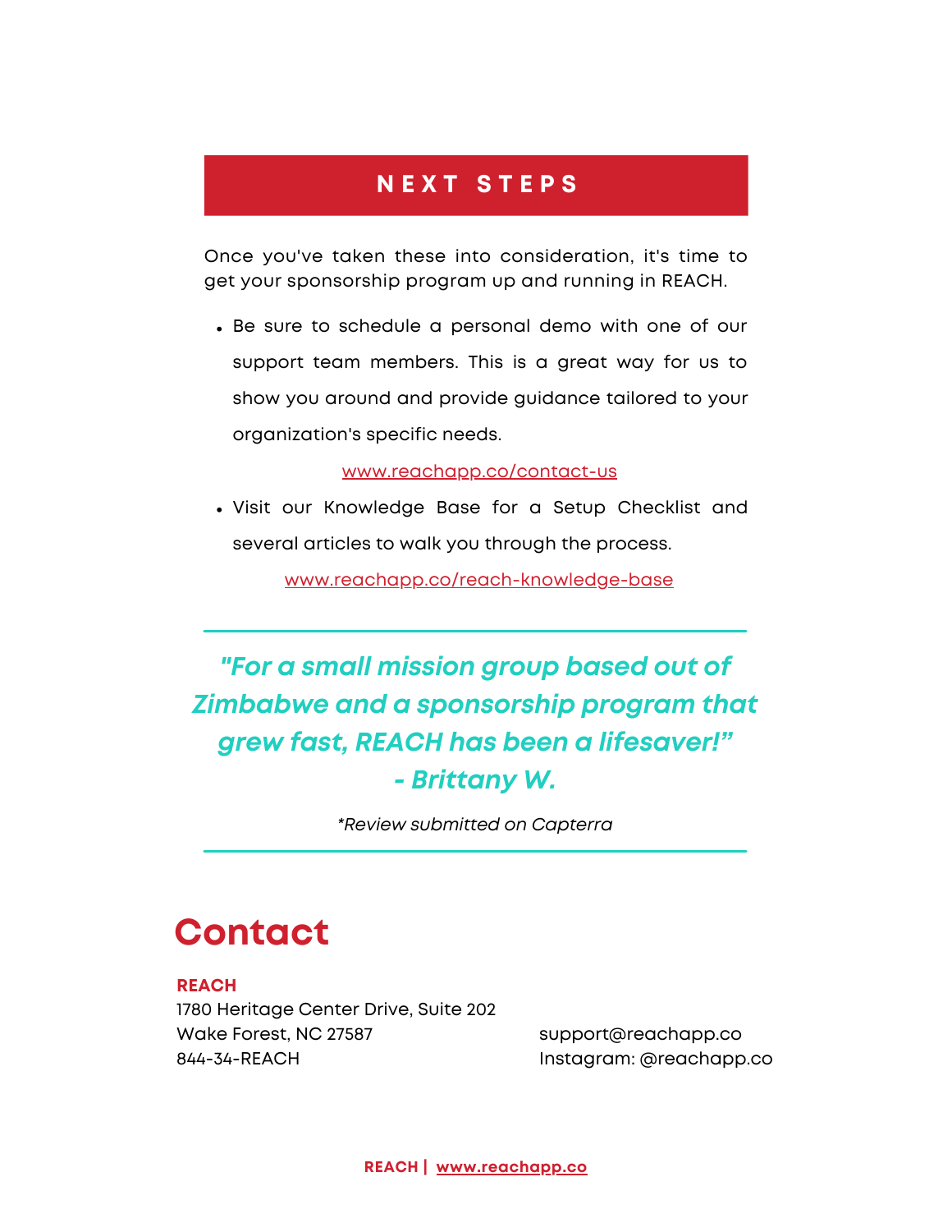## NEXT STEPS

Once you've taken these into consideration, it's time to get your sponsorship program up and running in REACH.

- Be sure to schedule a personal demo with one of our support team members. This is a great way for us to show you around and provide guidance tailored to your organization's specific needs.

  www.reachapp.co/contact-us

- Visit our Knowledge Base for a Setup Checklist and several articles to walk you through the process.

  www.reachapp.co/reach-knowledge-base

---

***"For a small mission group based out of Zimbabwe and a sponsorship program that grew fast, REACH has been a lifesaver!"***
***- Brittany W.***

*\*Review submitted on Capterra*

---

# Contact

**REACH**
1780 Heritage Center Drive, Suite 202
Wake Forest, NC 27587
844-34-REACH

support@reachapp.co
Instagram: @reachapp.co

**REACH | www.reachapp.co**